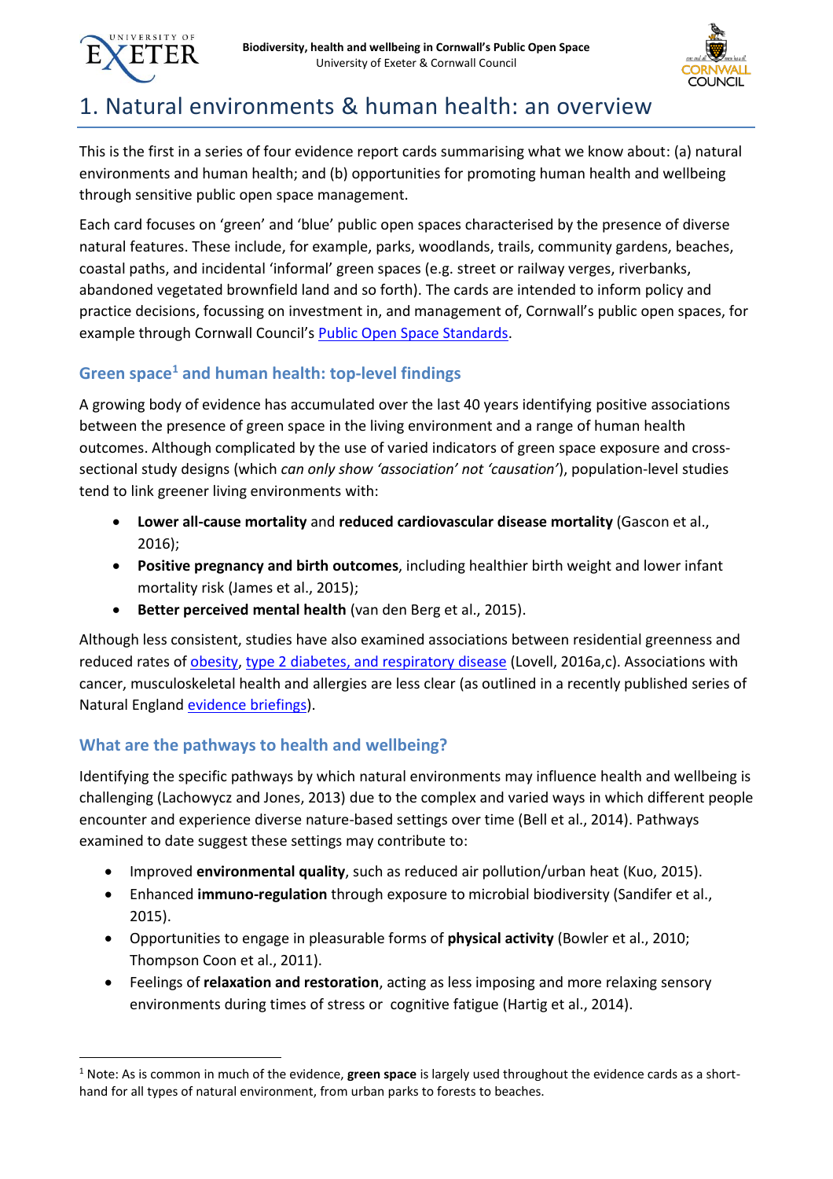# 1. Natural environments & human health: an overview

This is the first in a series of four evidence report cards summarising what we know about: (a) natural environments and human health; and (b) opportunities for promoting human health and wellbeing through sensitive public open space management.

Each card focuses on 'green' and 'blue' public open spaces characterised by the presence of diverse natural features. These include, for example, parks, woodlands, trails, community gardens, beaches, coastal paths, and incidental 'informal' green spaces (e.g. street or railway verges, riverbanks, abandoned vegetated brownfield land and so forth). The cards are intended to inform policy and practice decisions, focussing on investment in, and management of, Cornwall's public open spaces, for example through Cornwall Council's Public Open Space Standards.

## Green space[1] and human health: top-level findings

A growing body of evidence has accumulated over the last 40 years identifying positive associations between the presence of green space in the living environment and a range of human health outcomes. Although complicated by the use of varied indicators of green space exposure and cross-sectional study designs (which *can only show 'association' not 'causation'*), population-level studies tend to link greener living environments with:

- **Lower all-cause mortality** and **reduced cardiovascular disease mortality** (Gascon et al., 2016);
- **Positive pregnancy and birth outcomes**, including healthier birth weight and lower infant mortality risk (James et al., 2015);
- **Better perceived mental health** (van den Berg et al., 2015).

Although less consistent, studies have also examined associations between residential greenness and reduced rates of obesity, type 2 diabetes, and respiratory disease (Lovell, 2016a,c). Associations with cancer, musculoskeletal health and allergies are less clear (as outlined in a recently published series of Natural England evidence briefings).

## What are the pathways to health and wellbeing?

Identifying the specific pathways by which natural environments may influence health and wellbeing is challenging (Lachowycz and Jones, 2013) due to the complex and varied ways in which different people encounter and experience diverse nature-based settings over time (Bell et al., 2014). Pathways examined to date suggest these settings may contribute to:

- Improved **environmental quality**, such as reduced air pollution/urban heat (Kuo, 2015).
- Enhanced **immuno-regulation** through exposure to microbial biodiversity (Sandifer et al., 2015).
- Opportunities to engage in pleasurable forms of **physical activity** (Bowler et al., 2010; Thompson Coon et al., 2011).
- Feelings of **relaxation and restoration**, acting as less imposing and more relaxing sensory environments during times of stress or cognitive fatigue (Hartig et al., 2014).

[1] Note: As is common in much of the evidence, **green space** is largely used throughout the evidence cards as a short-hand for all types of natural environment, from urban parks to forests to beaches.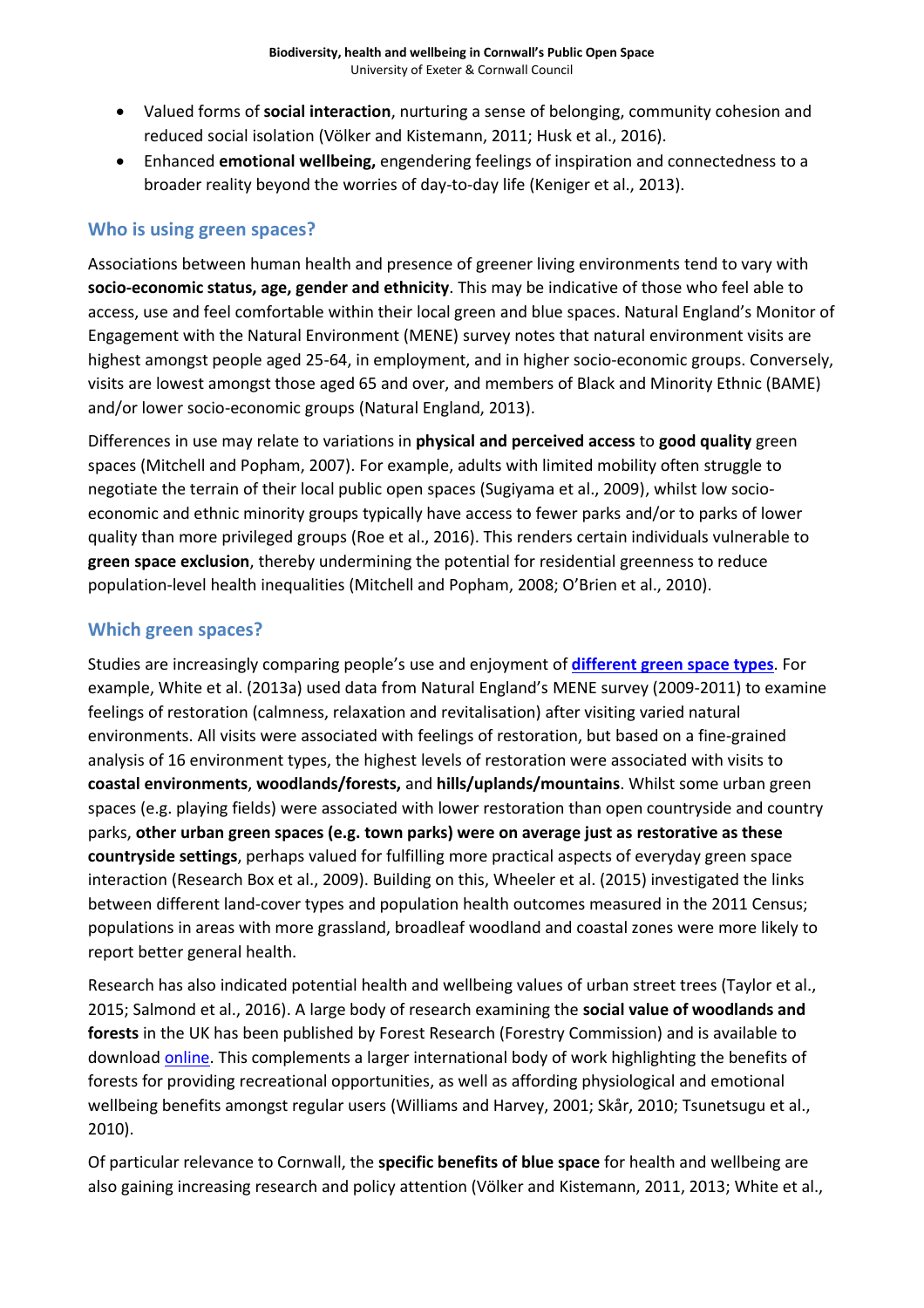- Valued forms of **social interaction**, nurturing a sense of belonging, community cohesion and reduced social isolation (Völker and Kistemann, 2011; Husk et al., 2016).
- Enhanced **emotional wellbeing,** engendering feelings of inspiration and connectedness to a broader reality beyond the worries of day-to-day life (Keniger et al., 2013).

## Who is using green spaces?

Associations between human health and presence of greener living environments tend to vary with **socio-economic status, age, gender and ethnicity**. This may be indicative of those who feel able to access, use and feel comfortable within their local green and blue spaces. Natural England's Monitor of Engagement with the Natural Environment (MENE) survey notes that natural environment visits are highest amongst people aged 25-64, in employment, and in higher socio-economic groups. Conversely, visits are lowest amongst those aged 65 and over, and members of Black and Minority Ethnic (BAME) and/or lower socio-economic groups (Natural England, 2013).

Differences in use may relate to variations in **physical and perceived access** to **good quality** green spaces (Mitchell and Popham, 2007). For example, adults with limited mobility often struggle to negotiate the terrain of their local public open spaces (Sugiyama et al., 2009), whilst low socio-economic and ethnic minority groups typically have access to fewer parks and/or to parks of lower quality than more privileged groups (Roe et al., 2016). This renders certain individuals vulnerable to **green space exclusion**, thereby undermining the potential for residential greenness to reduce population-level health inequalities (Mitchell and Popham, 2008; O'Brien et al., 2010).

## Which green spaces?

Studies are increasingly comparing people's use and enjoyment of **different green space types**. For example, White et al. (2013a) used data from Natural England's MENE survey (2009-2011) to examine feelings of restoration (calmness, relaxation and revitalisation) after visiting varied natural environments. All visits were associated with feelings of restoration, but based on a fine-grained analysis of 16 environment types, the highest levels of restoration were associated with visits to **coastal environments**, **woodlands/forests,** and **hills/uplands/mountains**. Whilst some urban green spaces (e.g. playing fields) were associated with lower restoration than open countryside and country parks, **other urban green spaces (e.g. town parks) were on average just as restorative as these countryside settings**, perhaps valued for fulfilling more practical aspects of everyday green space interaction (Research Box et al., 2009). Building on this, Wheeler et al. (2015) investigated the links between different land-cover types and population health outcomes measured in the 2011 Census; populations in areas with more grassland, broadleaf woodland and coastal zones were more likely to report better general health.

Research has also indicated potential health and wellbeing values of urban street trees (Taylor et al., 2015; Salmond et al., 2016). A large body of research examining the **social value of woodlands and forests** in the UK has been published by Forest Research (Forestry Commission) and is available to download online. This complements a larger international body of work highlighting the benefits of forests for providing recreational opportunities, as well as affording physiological and emotional wellbeing benefits amongst regular users (Williams and Harvey, 2001; Skår, 2010; Tsunetsugu et al., 2010).

Of particular relevance to Cornwall, the **specific benefits of blue space** for health and wellbeing are also gaining increasing research and policy attention (Völker and Kistemann, 2011, 2013; White et al.,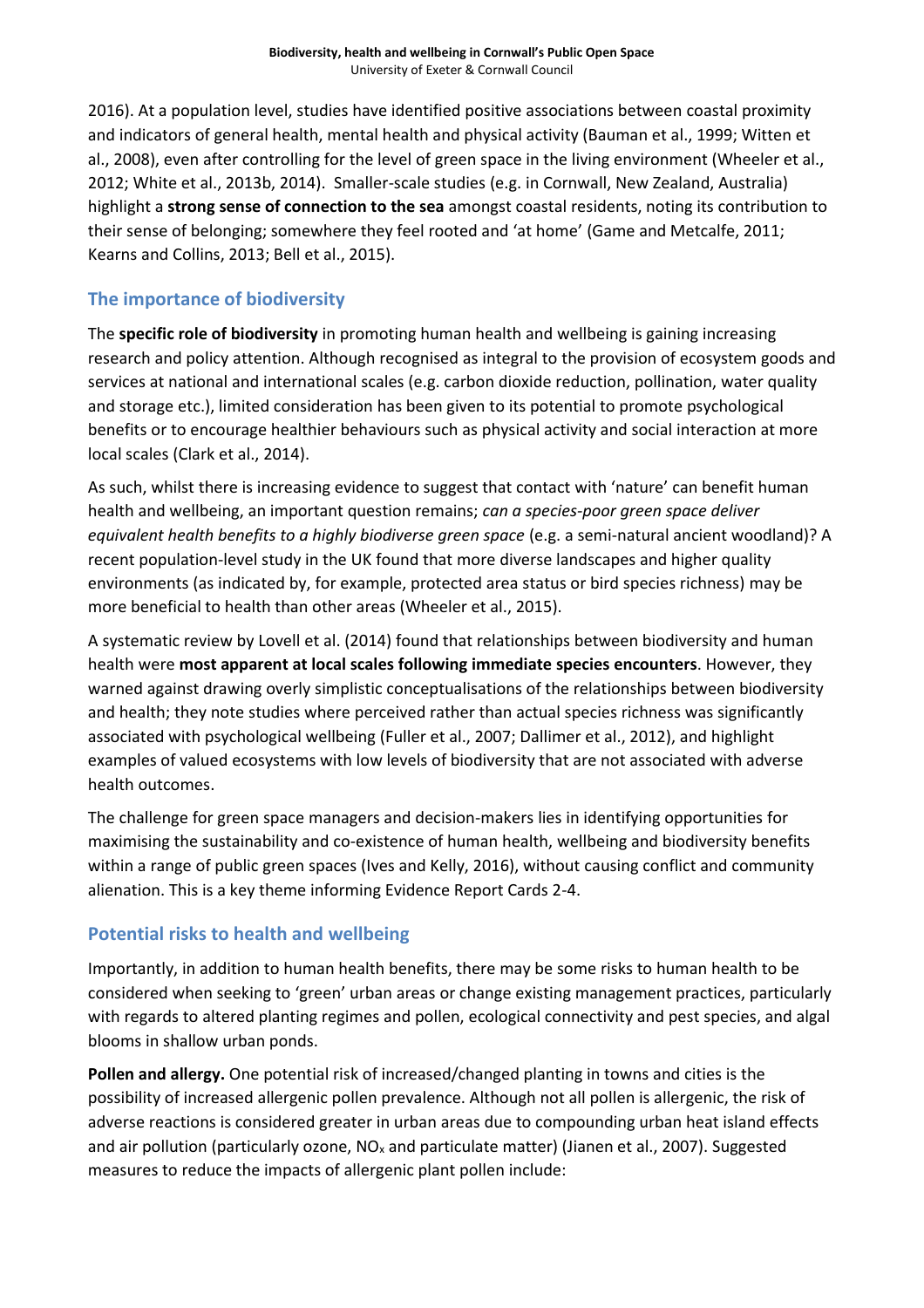2016). At a population level, studies have identified positive associations between coastal proximity and indicators of general health, mental health and physical activity (Bauman et al., 1999; Witten et al., 2008), even after controlling for the level of green space in the living environment (Wheeler et al., 2012; White et al., 2013b, 2014). Smaller-scale studies (e.g. in Cornwall, New Zealand, Australia) highlight a **strong sense of connection to the sea** amongst coastal residents, noting its contribution to their sense of belonging; somewhere they feel rooted and 'at home' (Game and Metcalfe, 2011; Kearns and Collins, 2013; Bell et al., 2015).

## The importance of biodiversity

The **specific role of biodiversity** in promoting human health and wellbeing is gaining increasing research and policy attention. Although recognised as integral to the provision of ecosystem goods and services at national and international scales (e.g. carbon dioxide reduction, pollination, water quality and storage etc.), limited consideration has been given to its potential to promote psychological benefits or to encourage healthier behaviours such as physical activity and social interaction at more local scales (Clark et al., 2014).

As such, whilst there is increasing evidence to suggest that contact with 'nature' can benefit human health and wellbeing, an important question remains; *can a species-poor green space deliver equivalent health benefits to a highly biodiverse green space* (e.g. a semi-natural ancient woodland)? A recent population-level study in the UK found that more diverse landscapes and higher quality environments (as indicated by, for example, protected area status or bird species richness) may be more beneficial to health than other areas (Wheeler et al., 2015).

A systematic review by Lovell et al. (2014) found that relationships between biodiversity and human health were **most apparent at local scales following immediate species encounters**. However, they warned against drawing overly simplistic conceptualisations of the relationships between biodiversity and health; they note studies where perceived rather than actual species richness was significantly associated with psychological wellbeing (Fuller et al., 2007; Dallimer et al., 2012), and highlight examples of valued ecosystems with low levels of biodiversity that are not associated with adverse health outcomes.

The challenge for green space managers and decision-makers lies in identifying opportunities for maximising the sustainability and co-existence of human health, wellbeing and biodiversity benefits within a range of public green spaces (Ives and Kelly, 2016), without causing conflict and community alienation. This is a key theme informing Evidence Report Cards 2-4.

## Potential risks to health and wellbeing

Importantly, in addition to human health benefits, there may be some risks to human health to be considered when seeking to 'green' urban areas or change existing management practices, particularly with regards to altered planting regimes and pollen, ecological connectivity and pest species, and algal blooms in shallow urban ponds.

**Pollen and allergy.** One potential risk of increased/changed planting in towns and cities is the possibility of increased allergenic pollen prevalence. Although not all pollen is allergenic, the risk of adverse reactions is considered greater in urban areas due to compounding urban heat island effects and air pollution (particularly ozone, $NO_x$ and particulate matter) (Jianen et al., 2007). Suggested measures to reduce the impacts of allergenic plant pollen include: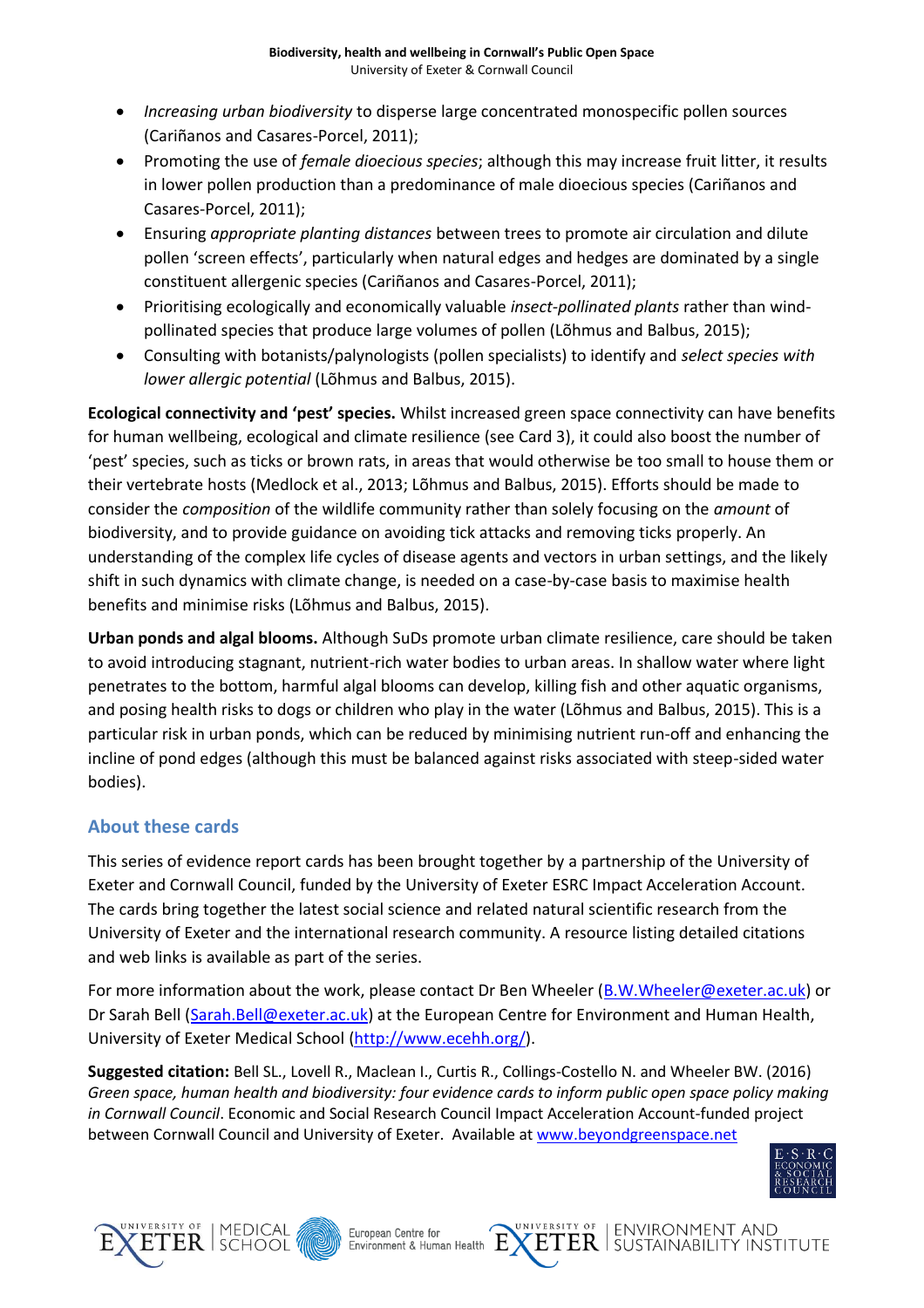- *Increasing urban biodiversity* to disperse large concentrated monospecific pollen sources (Cariñanos and Casares-Porcel, 2011);
- Promoting the use of *female dioecious species*; although this may increase fruit litter, it results in lower pollen production than a predominance of male dioecious species (Cariñanos and Casares-Porcel, 2011);
- Ensuring *appropriate planting distances* between trees to promote air circulation and dilute pollen 'screen effects', particularly when natural edges and hedges are dominated by a single constituent allergenic species (Cariñanos and Casares-Porcel, 2011);
- Prioritising ecologically and economically valuable *insect-pollinated plants* rather than wind-pollinated species that produce large volumes of pollen (Lõhmus and Balbus, 2015);
- Consulting with botanists/palynologists (pollen specialists) to identify and *select species with lower allergic potential* (Lõhmus and Balbus, 2015).

**Ecological connectivity and 'pest' species.** Whilst increased green space connectivity can have benefits for human wellbeing, ecological and climate resilience (see Card 3), it could also boost the number of 'pest' species, such as ticks or brown rats, in areas that would otherwise be too small to house them or their vertebrate hosts (Medlock et al., 2013; Lõhmus and Balbus, 2015). Efforts should be made to consider the *composition* of the wildlife community rather than solely focusing on the *amount* of biodiversity, and to provide guidance on avoiding tick attacks and removing ticks properly. An understanding of the complex life cycles of disease agents and vectors in urban settings, and the likely shift in such dynamics with climate change, is needed on a case-by-case basis to maximise health benefits and minimise risks (Lõhmus and Balbus, 2015).

**Urban ponds and algal blooms.** Although SuDs promote urban climate resilience, care should be taken to avoid introducing stagnant, nutrient-rich water bodies to urban areas. In shallow water where light penetrates to the bottom, harmful algal blooms can develop, killing fish and other aquatic organisms, and posing health risks to dogs or children who play in the water (Lõhmus and Balbus, 2015). This is a particular risk in urban ponds, which can be reduced by minimising nutrient run-off and enhancing the incline of pond edges (although this must be balanced against risks associated with steep-sided water bodies).

## About these cards

This series of evidence report cards has been brought together by a partnership of the University of Exeter and Cornwall Council, funded by the University of Exeter ESRC Impact Acceleration Account. The cards bring together the latest social science and related natural scientific research from the University of Exeter and the international research community. A resource listing detailed citations and web links is available as part of the series.

For more information about the work, please contact Dr Ben Wheeler (B.W.Wheeler@exeter.ac.uk) or Dr Sarah Bell (Sarah.Bell@exeter.ac.uk) at the European Centre for Environment and Human Health, University of Exeter Medical School (http://www.ecehh.org/).

**Suggested citation:** Bell SL., Lovell R., Maclean I., Curtis R., Collings-Costello N. and Wheeler BW. (2016) *Green space, human health and biodiversity: four evidence cards to inform public open space policy making in Cornwall Council*. Economic and Social Research Council Impact Acceleration Account-funded project between Cornwall Council and University of Exeter. Available at www.beyondgreenspace.net